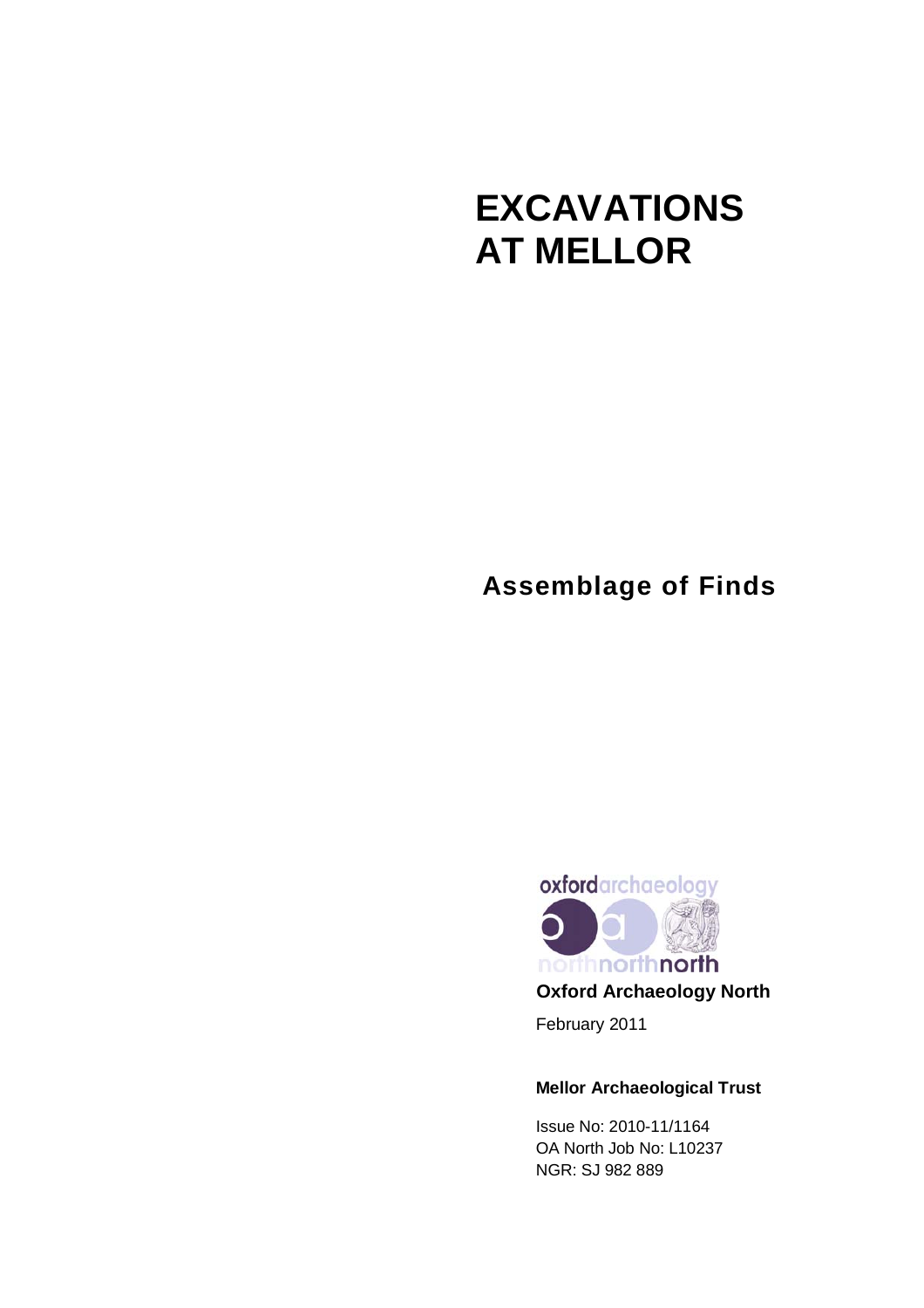# EXCAVATIONS AT MELLOR

## Assemblage of Finds

**Oxford Archaeology North**

February 2011

**Mellor Archaeological Trust**

Issue No: 2010-11/1164
OA North Job No: L10237
NGR: SJ 982 889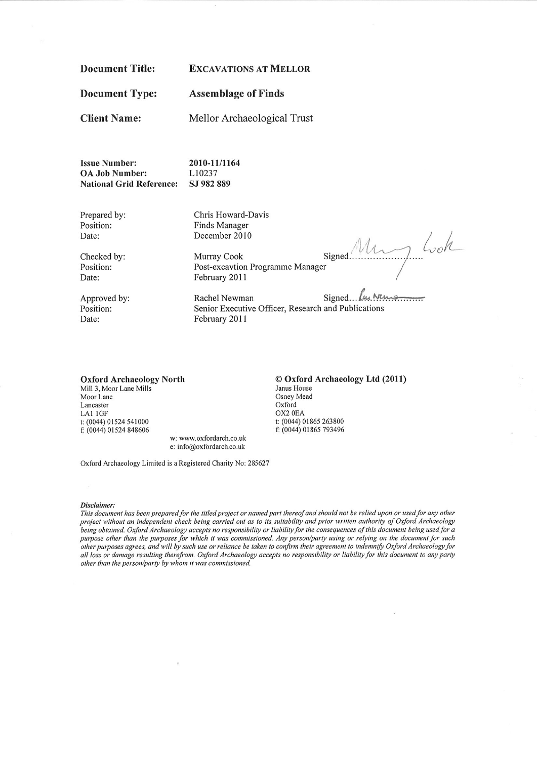| | |
|---|---|
| **Document Title:** | **EXCAVATIONS AT MELLOR** |
| **Document Type:** | **Assemblage of Finds** |
| **Client Name:** | Mellor Archaeological Trust |

| | |
|---|---|
| **Issue Number:** | **2010-11/1164** |
| **OA Job Number:** | L10237 |
| **National Grid Reference:** | **SJ 982 889** |

| | |
|---|---|
| Prepared by: | Chris Howard-Davis |
| Position: | Finds Manager |
| Date: | December 2010 |
| | |
| Checked by: | Murray Cook Signed......................... |
| Position: | Post-excavtion Programme Manager |
| Date: | February 2011 |
| | |
| Approved by: | Rachel Newman Signed......................... |
| Position: | Senior Executive Officer, Research and Publications |
| Date: | February 2011 |

**Oxford Archaeology North**
Mill 3, Moor Lane Mills
Moor Lane
Lancaster
LA1 1GF
t: (0044) 01524 541000
f: (0044) 01524 848606

**© Oxford Archaeology Ltd (2011)**
Janus House
Osney Mead
Oxford
OX2 0EA
t: (0044) 01865 263800
f: (0044) 01865 793496

w: www.oxfordarch.co.uk
e: info@oxfordarch.co.uk

Oxford Archaeology Limited is a Registered Charity No: 285627

***Disclaimer:***
*This document has been prepared for the titled project or named part thereof and should not be relied upon or used for any other project without an independent check being carried out as to its suitability and prior written authority of Oxford Archaeology being obtained. Oxford Archaeology accepts no responsibility or liability for the consequences of this document being used for a purpose other than the purposes for which it was commissioned. Any person/party using or relying on the document for such other purposes agrees, and will by such use or reliance be taken to confirm their agreement to indemnify Oxford Archaeology for all loss or damage resulting therefrom. Oxford Archaeology accepts no responsibility or liability for this document to any party other than the person/party by whom it was commissioned.*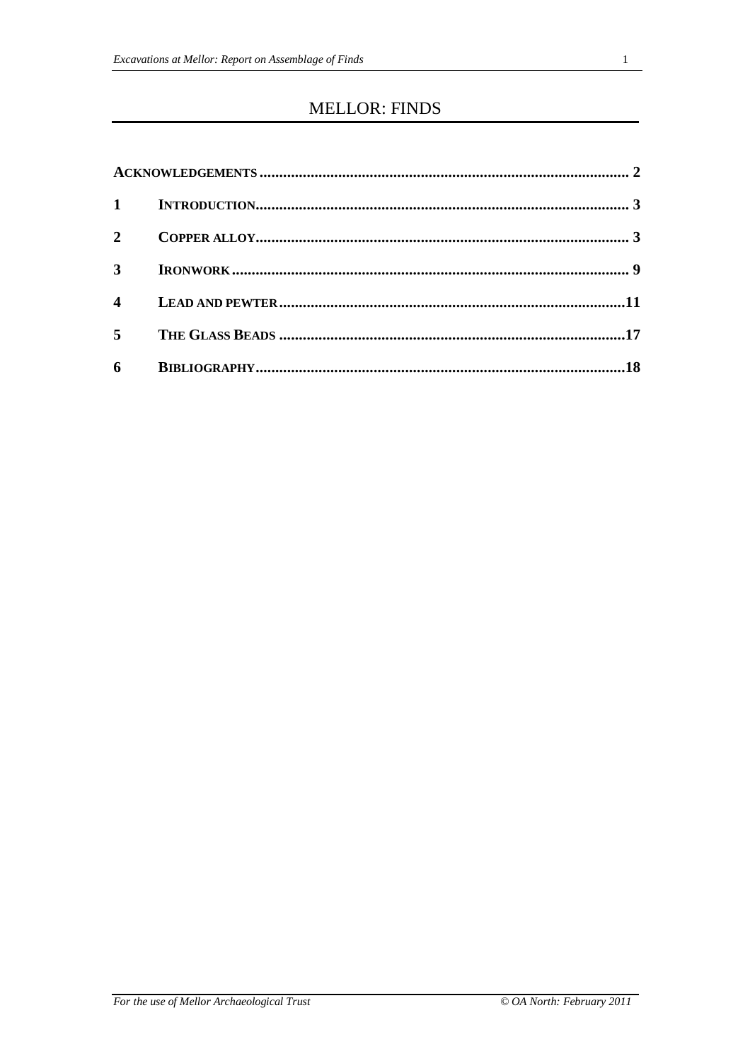# MELLOR: FINDS

**ACKNOWLEDGEMENTS** ............................................................................................. 2

**1 INTRODUCTION** ............................................................................................. 3

**2 COPPER ALLOY** ............................................................................................. 3

**3 IRONWORK** ............................................................................................. 9

**4 LEAD AND PEWTER** .......................................................................................11

**5 THE GLASS BEADS** .......................................................................................17

**6 BIBLIOGRAPHY** ............................................................................................18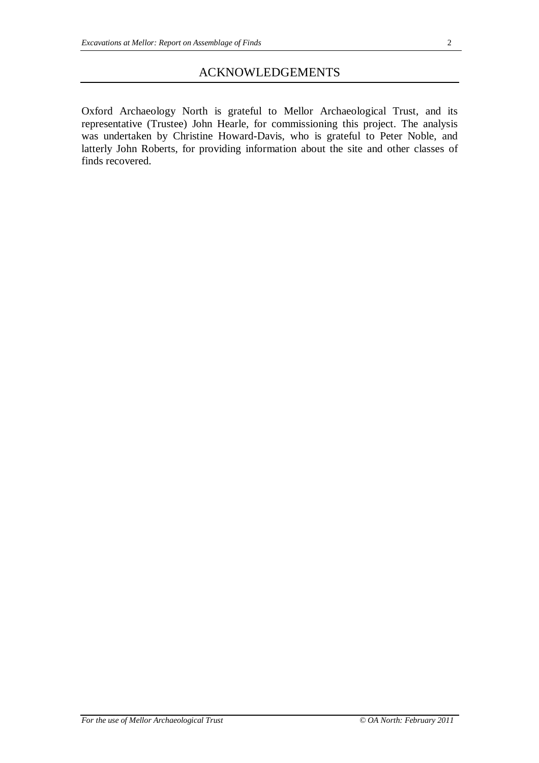# ACKNOWLEDGEMENTS

Oxford Archaeology North is grateful to Mellor Archaeological Trust, and its representative (Trustee) John Hearle, for commissioning this project. The analysis was undertaken by Christine Howard-Davis, who is grateful to Peter Noble, and latterly John Roberts, for providing information about the site and other classes of finds recovered.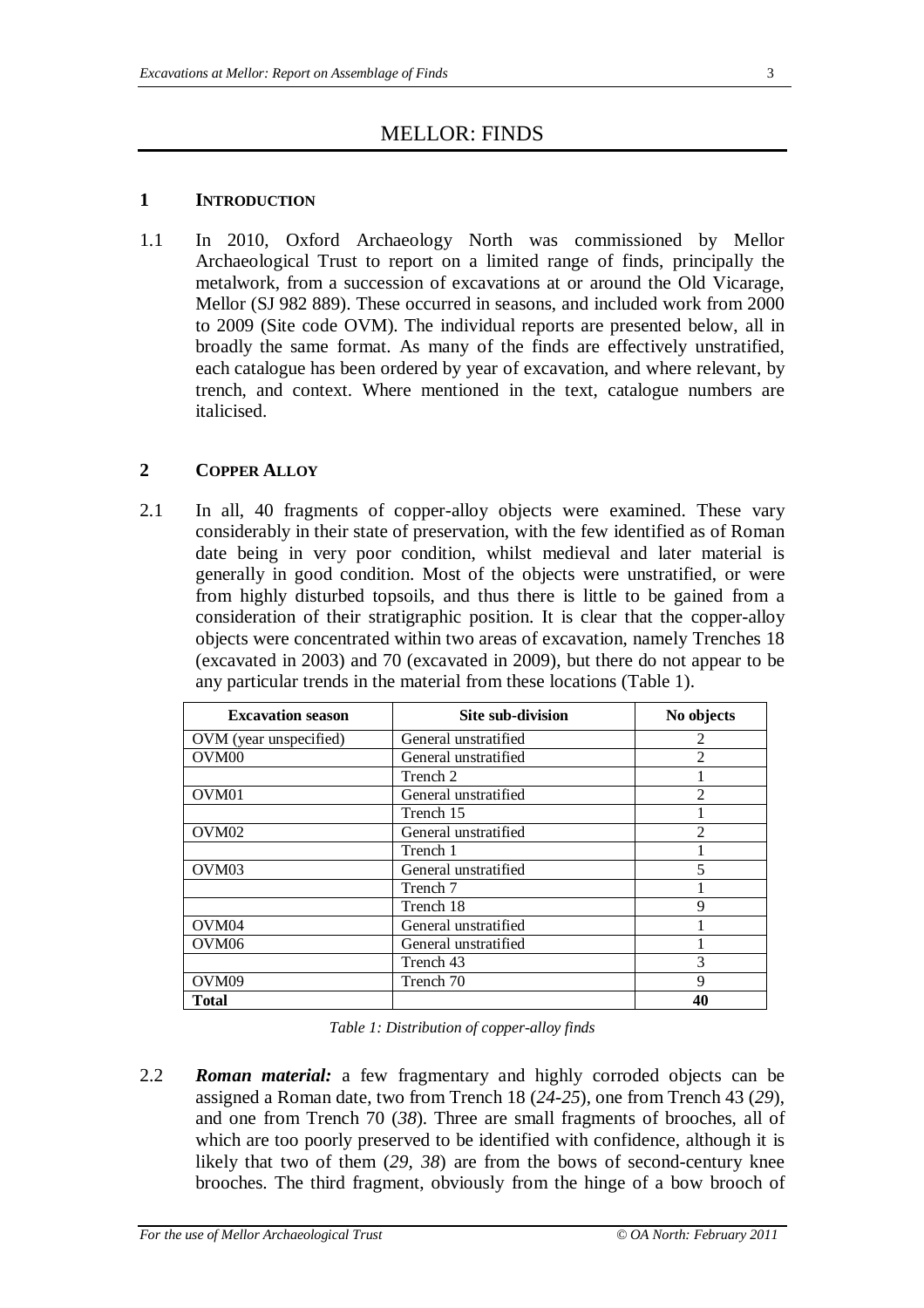# MELLOR: FINDS

## 1 INTRODUCTION

1.1 In 2010, Oxford Archaeology North was commissioned by Mellor Archaeological Trust to report on a limited range of finds, principally the metalwork, from a succession of excavations at or around the Old Vicarage, Mellor (SJ 982 889). These occurred in seasons, and included work from 2000 to 2009 (Site code OVM). The individual reports are presented below, all in broadly the same format. As many of the finds are effectively unstratified, each catalogue has been ordered by year of excavation, and where relevant, by trench, and context. Where mentioned in the text, catalogue numbers are italicised.

## 2 COPPER ALLOY

2.1 In all, 40 fragments of copper-alloy objects were examined. These vary considerably in their state of preservation, with the few identified as of Roman date being in very poor condition, whilst medieval and later material is generally in good condition. Most of the objects were unstratified, or were from highly disturbed topsoils, and thus there is little to be gained from a consideration of their stratigraphic position. It is clear that the copper-alloy objects were concentrated within two areas of excavation, namely Trenches 18 (excavated in 2003) and 70 (excavated in 2009), but there do not appear to be any particular trends in the material from these locations (Table 1).

| Excavation season | Site sub-division | No objects |
|---|---|---|
| OVM (year unspecified) | General unstratified | 2 |
| OVM00 | General unstratified | 2 |
| | Trench 2 | 1 |
| OVM01 | General unstratified | 2 |
| | Trench 15 | 1 |
| OVM02 | General unstratified | 2 |
| | Trench 1 | 1 |
| OVM03 | General unstratified | 5 |
| | Trench 7 | 1 |
| | Trench 18 | 9 |
| OVM04 | General unstratified | 1 |
| OVM06 | General unstratified | 1 |
| | Trench 43 | 3 |
| OVM09 | Trench 70 | 9 |
| **Total** | | **40** |

*Table 1: Distribution of copper-alloy finds*

2.2 ***Roman material:*** a few fragmentary and highly corroded objects can be assigned a Roman date, two from Trench 18 (*24-25*), one from Trench 43 (*29*), and one from Trench 70 (*38*). Three are small fragments of brooches, all of which are too poorly preserved to be identified with confidence, although it is likely that two of them (*29, 38*) are from the bows of second-century knee brooches. The third fragment, obviously from the hinge of a bow brooch of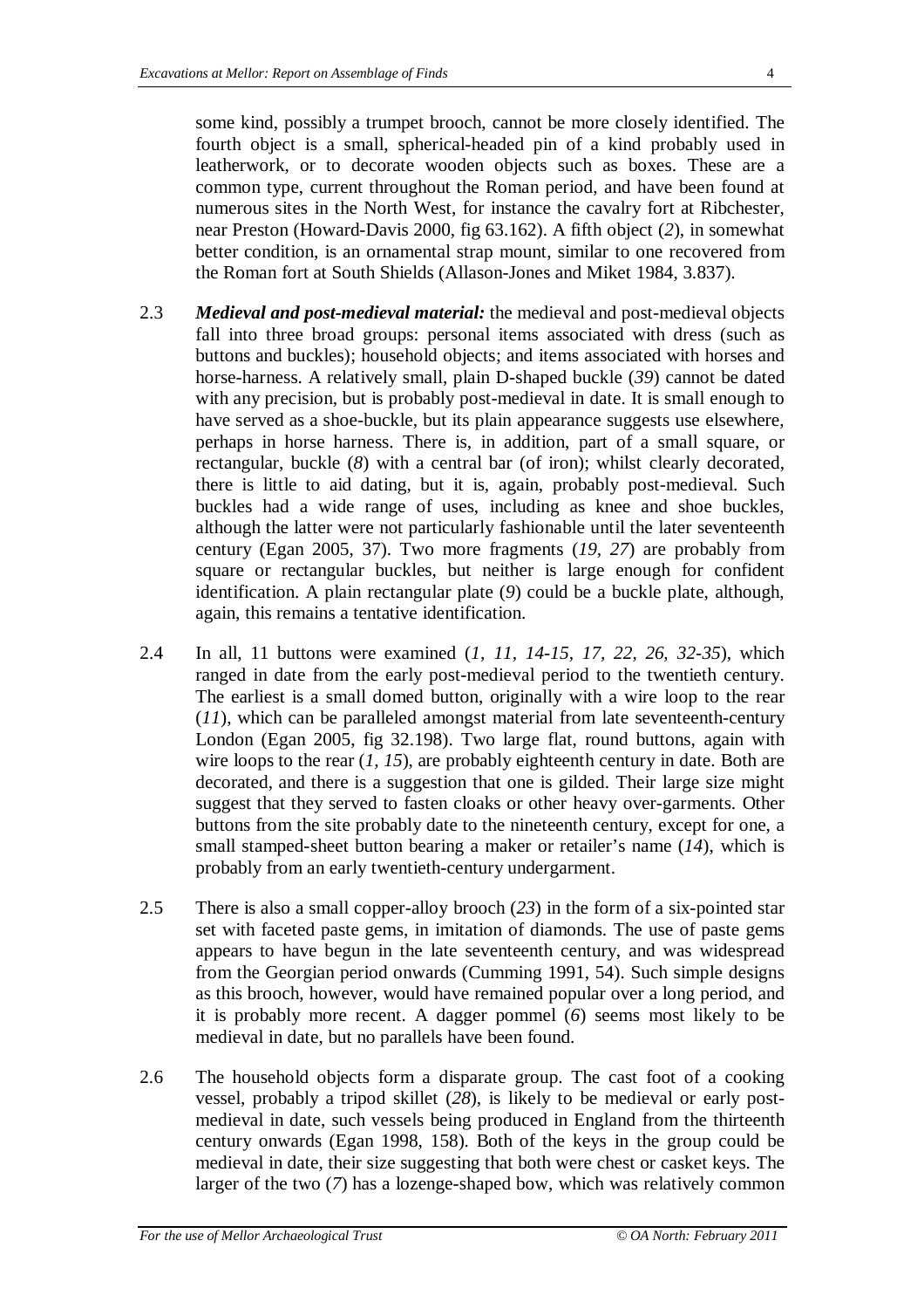some kind, possibly a trumpet brooch, cannot be more closely identified. The fourth object is a small, spherical-headed pin of a kind probably used in leatherwork, or to decorate wooden objects such as boxes. These are a common type, current throughout the Roman period, and have been found at numerous sites in the North West, for instance the cavalry fort at Ribchester, near Preston (Howard-Davis 2000, fig 63.162). A fifth object (*2*), in somewhat better condition, is an ornamental strap mount, similar to one recovered from the Roman fort at South Shields (Allason-Jones and Miket 1984, 3.837).

2.3 ***Medieval and post-medieval material:*** the medieval and post-medieval objects fall into three broad groups: personal items associated with dress (such as buttons and buckles); household objects; and items associated with horses and horse-harness. A relatively small, plain D-shaped buckle (*39*) cannot be dated with any precision, but is probably post-medieval in date. It is small enough to have served as a shoe-buckle, but its plain appearance suggests use elsewhere, perhaps in horse harness. There is, in addition, part of a small square, or rectangular, buckle (*8*) with a central bar (of iron); whilst clearly decorated, there is little to aid dating, but it is, again, probably post-medieval. Such buckles had a wide range of uses, including as knee and shoe buckles, although the latter were not particularly fashionable until the later seventeenth century (Egan 2005, 37). Two more fragments (*19, 27*) are probably from square or rectangular buckles, but neither is large enough for confident identification. A plain rectangular plate (*9*) could be a buckle plate, although, again, this remains a tentative identification.

2.4 In all, 11 buttons were examined (*1, 11, 14-15, 17, 22, 26, 32-35*), which ranged in date from the early post-medieval period to the twentieth century. The earliest is a small domed button, originally with a wire loop to the rear (*11*), which can be paralleled amongst material from late seventeenth-century London (Egan 2005, fig 32.198). Two large flat, round buttons, again with wire loops to the rear (*1, 15*), are probably eighteenth century in date. Both are decorated, and there is a suggestion that one is gilded. Their large size might suggest that they served to fasten cloaks or other heavy over-garments. Other buttons from the site probably date to the nineteenth century, except for one, a small stamped-sheet button bearing a maker or retailer's name (*14*), which is probably from an early twentieth-century undergarment.

2.5 There is also a small copper-alloy brooch (*23*) in the form of a six-pointed star set with faceted paste gems, in imitation of diamonds. The use of paste gems appears to have begun in the late seventeenth century, and was widespread from the Georgian period onwards (Cumming 1991, 54). Such simple designs as this brooch, however, would have remained popular over a long period, and it is probably more recent. A dagger pommel (*6*) seems most likely to be medieval in date, but no parallels have been found.

2.6 The household objects form a disparate group. The cast foot of a cooking vessel, probably a tripod skillet (*28*), is likely to be medieval or early post-medieval in date, such vessels being produced in England from the thirteenth century onwards (Egan 1998, 158). Both of the keys in the group could be medieval in date, their size suggesting that both were chest or casket keys. The larger of the two (*7*) has a lozenge-shaped bow, which was relatively common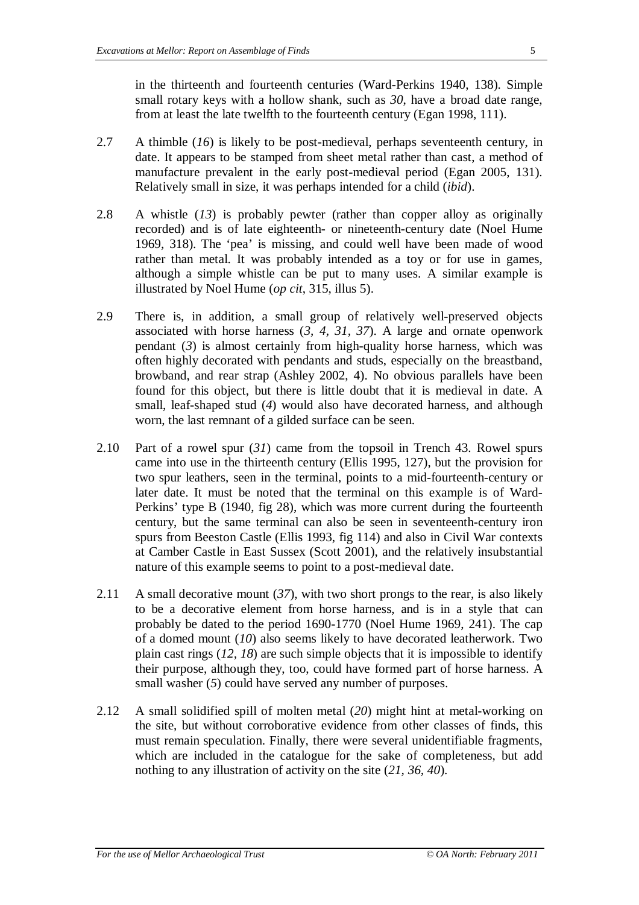in the thirteenth and fourteenth centuries (Ward-Perkins 1940, 138). Simple small rotary keys with a hollow shank, such as *30*, have a broad date range, from at least the late twelfth to the fourteenth century (Egan 1998, 111).

2.7 A thimble (*16*) is likely to be post-medieval, perhaps seventeenth century, in date. It appears to be stamped from sheet metal rather than cast, a method of manufacture prevalent in the early post-medieval period (Egan 2005, 131). Relatively small in size, it was perhaps intended for a child (*ibid*).

2.8 A whistle (*13*) is probably pewter (rather than copper alloy as originally recorded) and is of late eighteenth- or nineteenth-century date (Noel Hume 1969, 318). The 'pea' is missing, and could well have been made of wood rather than metal. It was probably intended as a toy or for use in games, although a simple whistle can be put to many uses. A similar example is illustrated by Noel Hume (*op cit*, 315, illus 5).

2.9 There is, in addition, a small group of relatively well-preserved objects associated with horse harness (*3, 4, 31, 37*). A large and ornate openwork pendant (*3*) is almost certainly from high-quality horse harness, which was often highly decorated with pendants and studs, especially on the breastband, browband, and rear strap (Ashley 2002, 4). No obvious parallels have been found for this object, but there is little doubt that it is medieval in date. A small, leaf-shaped stud (*4*) would also have decorated harness, and although worn, the last remnant of a gilded surface can be seen.

2.10 Part of a rowel spur (*31*) came from the topsoil in Trench 43. Rowel spurs came into use in the thirteenth century (Ellis 1995, 127), but the provision for two spur leathers, seen in the terminal, points to a mid-fourteenth-century or later date. It must be noted that the terminal on this example is of Ward-Perkins' type B (1940, fig 28), which was more current during the fourteenth century, but the same terminal can also be seen in seventeenth-century iron spurs from Beeston Castle (Ellis 1993, fig 114) and also in Civil War contexts at Camber Castle in East Sussex (Scott 2001), and the relatively insubstantial nature of this example seems to point to a post-medieval date.

2.11 A small decorative mount (*37*), with two short prongs to the rear, is also likely to be a decorative element from horse harness, and is in a style that can probably be dated to the period 1690-1770 (Noel Hume 1969, 241). The cap of a domed mount (*10*) also seems likely to have decorated leatherwork. Two plain cast rings (*12, 18*) are such simple objects that it is impossible to identify their purpose, although they, too, could have formed part of horse harness. A small washer (*5*) could have served any number of purposes.

2.12 A small solidified spill of molten metal (*20*) might hint at metal-working on the site, but without corroborative evidence from other classes of finds, this must remain speculation. Finally, there were several unidentifiable fragments, which are included in the catalogue for the sake of completeness, but add nothing to any illustration of activity on the site (*21, 36, 40*).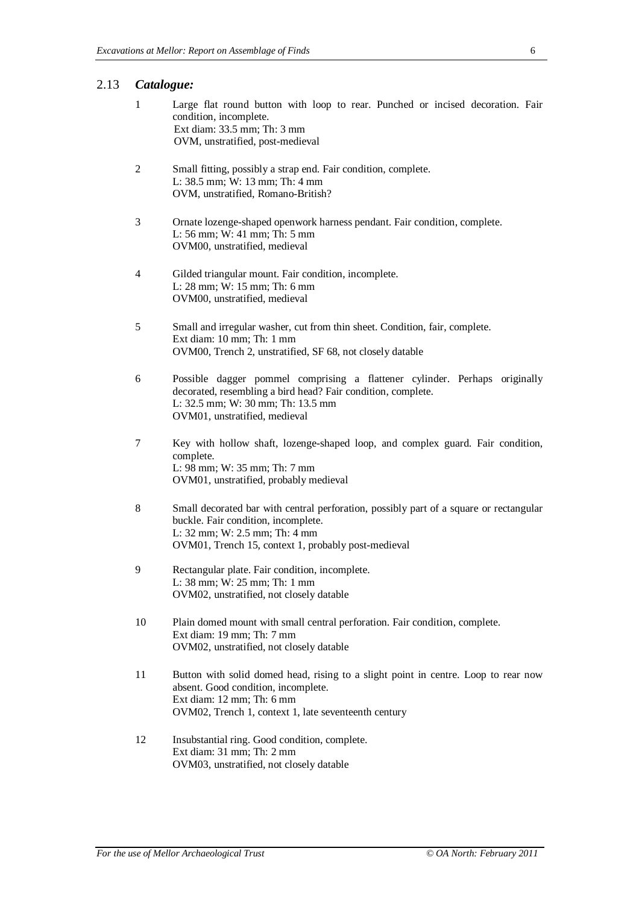## 2.13 *Catalogue:*

1. Large flat round button with loop to rear. Punched or incised decoration. Fair condition, incomplete.
   Ext diam: 33.5 mm; Th: 3 mm
   OVM, unstratified, post-medieval

2. Small fitting, possibly a strap end. Fair condition, complete.
   L: 38.5 mm; W: 13 mm; Th: 4 mm
   OVM, unstratified, Romano-British?

3. Ornate lozenge-shaped openwork harness pendant. Fair condition, complete.
   L: 56 mm; W: 41 mm; Th: 5 mm
   OVM00, unstratified, medieval

4. Gilded triangular mount. Fair condition, incomplete.
   L: 28 mm; W: 15 mm; Th: 6 mm
   OVM00, unstratified, medieval

5. Small and irregular washer, cut from thin sheet. Condition, fair, complete.
   Ext diam: 10 mm; Th: 1 mm
   OVM00, Trench 2, unstratified, SF 68, not closely datable

6. Possible dagger pommel comprising a flattener cylinder. Perhaps originally decorated, resembling a bird head? Fair condition, complete.
   L: 32.5 mm; W: 30 mm; Th: 13.5 mm
   OVM01, unstratified, medieval

7. Key with hollow shaft, lozenge-shaped loop, and complex guard. Fair condition, complete.
   L: 98 mm; W: 35 mm; Th: 7 mm
   OVM01, unstratified, probably medieval

8. Small decorated bar with central perforation, possibly part of a square or rectangular buckle. Fair condition, incomplete.
   L: 32 mm; W: 2.5 mm; Th: 4 mm
   OVM01, Trench 15, context 1, probably post-medieval

9. Rectangular plate. Fair condition, incomplete.
   L: 38 mm; W: 25 mm; Th: 1 mm
   OVM02, unstratified, not closely datable

10. Plain domed mount with small central perforation. Fair condition, complete.
    Ext diam: 19 mm; Th: 7 mm
    OVM02, unstratified, not closely datable

11. Button with solid domed head, rising to a slight point in centre. Loop to rear now absent. Good condition, incomplete.
    Ext diam: 12 mm; Th: 6 mm
    OVM02, Trench 1, context 1, late seventeenth century

12. Insubstantial ring. Good condition, complete.
    Ext diam: 31 mm; Th: 2 mm
    OVM03, unstratified, not closely datable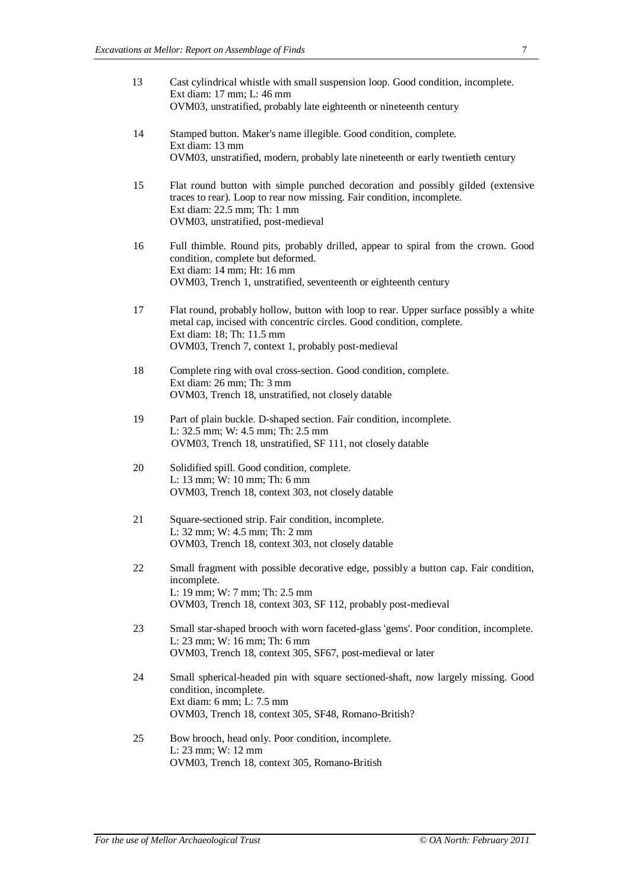13 Cast cylindrical whistle with small suspension loop. Good condition, incomplete.
Ext diam: 17 mm; L: 46 mm
OVM03, unstratified, probably late eighteenth or nineteenth century

14 Stamped button. Maker's name illegible. Good condition, complete.
Ext diam: 13 mm
OVM03, unstratified, modern, probably late nineteenth or early twentieth century

15 Flat round button with simple punched decoration and possibly gilded (extensive traces to rear). Loop to rear now missing. Fair condition, incomplete.
Ext diam: 22.5 mm; Th: 1 mm
OVM03, unstratified, post-medieval

16 Full thimble. Round pits, probably drilled, appear to spiral from the crown. Good condition, complete but deformed.
Ext diam: 14 mm; Ht: 16 mm
OVM03, Trench 1, unstratified, seventeenth or eighteenth century

17 Flat round, probably hollow, button with loop to rear. Upper surface possibly a white metal cap, incised with concentric circles. Good condition, complete.
Ext diam: 18; Th: 11.5 mm
OVM03, Trench 7, context 1, probably post-medieval

18 Complete ring with oval cross-section. Good condition, complete.
Ext diam: 26 mm; Th: 3 mm
OVM03, Trench 18, unstratified, not closely datable

19 Part of plain buckle. D-shaped section. Fair condition, incomplete.
L: 32.5 mm; W: 4.5 mm; Th: 2.5 mm
OVM03, Trench 18, unstratified, SF 111, not closely datable

20 Solidified spill. Good condition, complete.
L: 13 mm; W: 10 mm; Th: 6 mm
OVM03, Trench 18, context 303, not closely datable

21 Square-sectioned strip. Fair condition, incomplete.
L: 32 mm; W: 4.5 mm; Th: 2 mm
OVM03, Trench 18, context 303, not closely datable

22 Small fragment with possible decorative edge, possibly a button cap. Fair condition, incomplete.
L: 19 mm; W: 7 mm; Th: 2.5 mm
OVM03, Trench 18, context 303, SF 112, probably post-medieval

23 Small star-shaped brooch with worn faceted-glass 'gems'. Poor condition, incomplete.
L: 23 mm; W: 16 mm; Th: 6 mm
OVM03, Trench 18, context 305, SF67, post-medieval or later

24 Small spherical-headed pin with square sectioned-shaft, now largely missing. Good condition, incomplete.
Ext diam: 6 mm; L: 7.5 mm
OVM03, Trench 18, context 305, SF48, Romano-British?

25 Bow brooch, head only. Poor condition, incomplete.
L: 23 mm; W: 12 mm
OVM03, Trench 18, context 305, Romano-British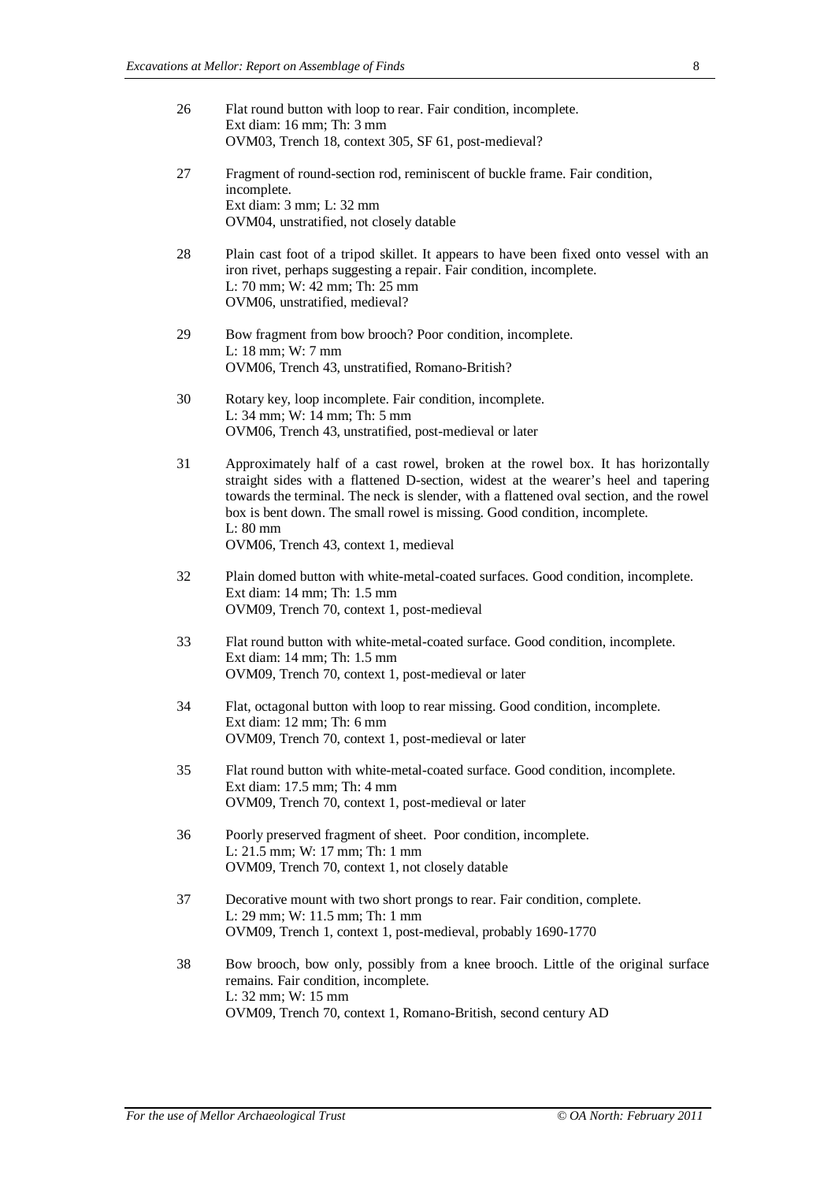26 Flat round button with loop to rear. Fair condition, incomplete.
Ext diam: 16 mm; Th: 3 mm
OVM03, Trench 18, context 305, SF 61, post-medieval?

27 Fragment of round-section rod, reminiscent of buckle frame. Fair condition, incomplete.
Ext diam: 3 mm; L: 32 mm
OVM04, unstratified, not closely datable

28 Plain cast foot of a tripod skillet. It appears to have been fixed onto vessel with an iron rivet, perhaps suggesting a repair. Fair condition, incomplete.
L: 70 mm; W: 42 mm; Th: 25 mm
OVM06, unstratified, medieval?

29 Bow fragment from bow brooch? Poor condition, incomplete.
L: 18 mm; W: 7 mm
OVM06, Trench 43, unstratified, Romano-British?

30 Rotary key, loop incomplete. Fair condition, incomplete.
L: 34 mm; W: 14 mm; Th: 5 mm
OVM06, Trench 43, unstratified, post-medieval or later

31 Approximately half of a cast rowel, broken at the rowel box. It has horizontally straight sides with a flattened D-section, widest at the wearer's heel and tapering towards the terminal. The neck is slender, with a flattened oval section, and the rowel box is bent down. The small rowel is missing. Good condition, incomplete.
L: 80 mm
OVM06, Trench 43, context 1, medieval

32 Plain domed button with white-metal-coated surfaces. Good condition, incomplete.
Ext diam: 14 mm; Th: 1.5 mm
OVM09, Trench 70, context 1, post-medieval

33 Flat round button with white-metal-coated surface. Good condition, incomplete.
Ext diam: 14 mm; Th: 1.5 mm
OVM09, Trench 70, context 1, post-medieval or later

34 Flat, octagonal button with loop to rear missing. Good condition, incomplete.
Ext diam: 12 mm; Th: 6 mm
OVM09, Trench 70, context 1, post-medieval or later

35 Flat round button with white-metal-coated surface. Good condition, incomplete.
Ext diam: 17.5 mm; Th: 4 mm
OVM09, Trench 70, context 1, post-medieval or later

36 Poorly preserved fragment of sheet. Poor condition, incomplete.
L: 21.5 mm; W: 17 mm; Th: 1 mm
OVM09, Trench 70, context 1, not closely datable

37 Decorative mount with two short prongs to rear. Fair condition, complete.
L: 29 mm; W: 11.5 mm; Th: 1 mm
OVM09, Trench 1, context 1, post-medieval, probably 1690-1770

38 Bow brooch, bow only, possibly from a knee brooch. Little of the original surface remains. Fair condition, incomplete.
L: 32 mm; W: 15 mm
OVM09, Trench 70, context 1, Romano-British, second century AD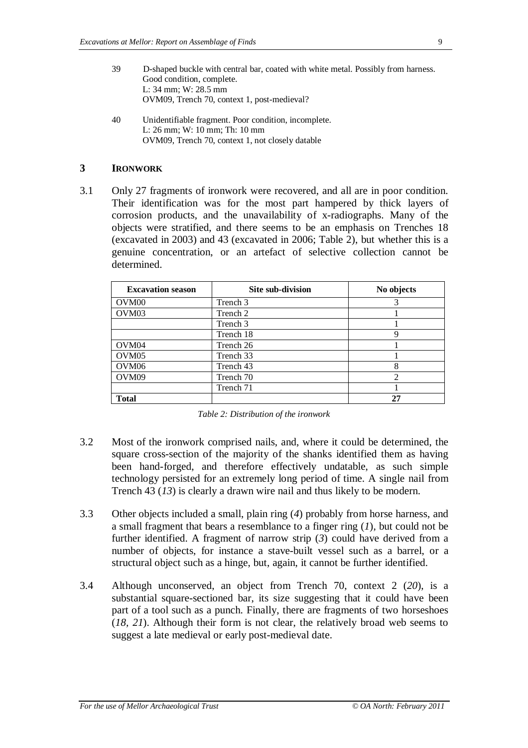39 D-shaped buckle with central bar, coated with white metal. Possibly from harness. Good condition, complete.
L: 34 mm; W: 28.5 mm
OVM09, Trench 70, context 1, post-medieval?

40 Unidentifiable fragment. Poor condition, incomplete.
L: 26 mm; W: 10 mm; Th: 10 mm
OVM09, Trench 70, context 1, not closely datable

## 3 IRONWORK

3.1 Only 27 fragments of ironwork were recovered, and all are in poor condition. Their identification was for the most part hampered by thick layers of corrosion products, and the unavailability of x-radiographs. Many of the objects were stratified, and there seems to be an emphasis on Trenches 18 (excavated in 2003) and 43 (excavated in 2006; Table 2), but whether this is a genuine concentration, or an artefact of selective collection cannot be determined.

| Excavation season | Site sub-division | No objects |
|---|---|---|
| OVM00 | Trench 3 | 3 |
| OVM03 | Trench 2 | 1 |
| | Trench 3 | 1 |
| | Trench 18 | 9 |
| OVM04 | Trench 26 | 1 |
| OVM05 | Trench 33 | 1 |
| OVM06 | Trench 43 | 8 |
| OVM09 | Trench 70 | 2 |
| | Trench 71 | 1 |
| **Total** | | **27** |

*Table 2: Distribution of the ironwork*

3.2 Most of the ironwork comprised nails, and, where it could be determined, the square cross-section of the majority of the shanks identified them as having been hand-forged, and therefore effectively undatable, as such simple technology persisted for an extremely long period of time. A single nail from Trench 43 (*13*) is clearly a drawn wire nail and thus likely to be modern.

3.3 Other objects included a small, plain ring (*4*) probably from horse harness, and a small fragment that bears a resemblance to a finger ring (*1*), but could not be further identified. A fragment of narrow strip (*3*) could have derived from a number of objects, for instance a stave-built vessel such as a barrel, or a structural object such as a hinge, but, again, it cannot be further identified.

3.4 Although unconserved, an object from Trench 70, context 2 (*20*), is a substantial square-sectioned bar, its size suggesting that it could have been part of a tool such as a punch. Finally, there are fragments of two horseshoes (*18*, *21*). Although their form is not clear, the relatively broad web seems to suggest a late medieval or early post-medieval date.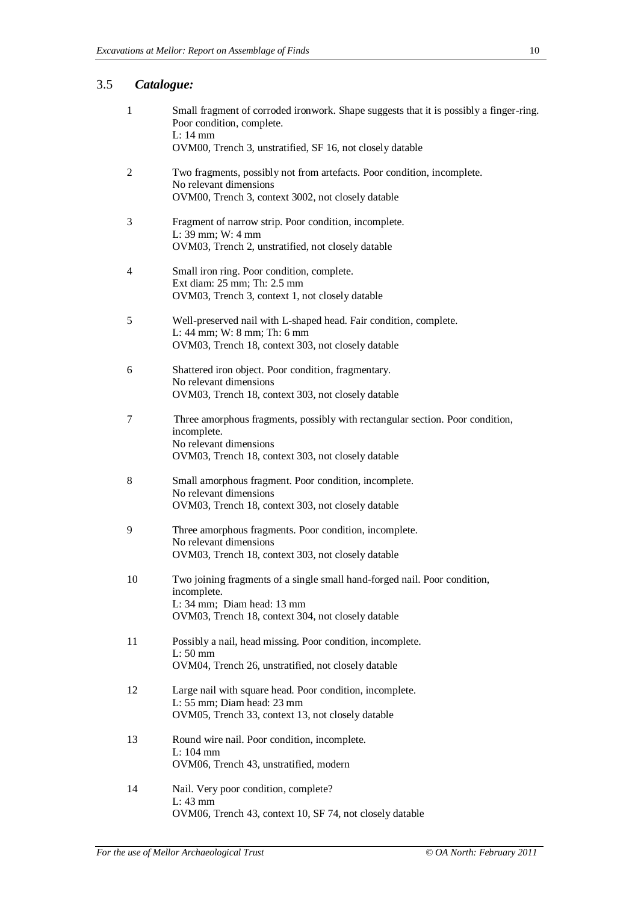## 3.5 *Catalogue:*

1. Small fragment of corroded ironwork. Shape suggests that it is possibly a finger-ring. Poor condition, complete.
   L: 14 mm
   OVM00, Trench 3, unstratified, SF 16, not closely datable

2. Two fragments, possibly not from artefacts. Poor condition, incomplete.
   No relevant dimensions
   OVM00, Trench 3, context 3002, not closely datable

3. Fragment of narrow strip. Poor condition, incomplete.
   L: 39 mm; W: 4 mm
   OVM03, Trench 2, unstratified, not closely datable

4. Small iron ring. Poor condition, complete.
   Ext diam: 25 mm; Th: 2.5 mm
   OVM03, Trench 3, context 1, not closely datable

5. Well-preserved nail with L-shaped head. Fair condition, complete.
   L: 44 mm; W: 8 mm; Th: 6 mm
   OVM03, Trench 18, context 303, not closely datable

6. Shattered iron object. Poor condition, fragmentary.
   No relevant dimensions
   OVM03, Trench 18, context 303, not closely datable

7. Three amorphous fragments, possibly with rectangular section. Poor condition, incomplete.
   No relevant dimensions
   OVM03, Trench 18, context 303, not closely datable

8. Small amorphous fragment. Poor condition, incomplete.
   No relevant dimensions
   OVM03, Trench 18, context 303, not closely datable

9. Three amorphous fragments. Poor condition, incomplete.
   No relevant dimensions
   OVM03, Trench 18, context 303, not closely datable

10. Two joining fragments of a single small hand-forged nail. Poor condition, incomplete.
    L: 34 mm; Diam head: 13 mm
    OVM03, Trench 18, context 304, not closely datable

11. Possibly a nail, head missing. Poor condition, incomplete.
    L: 50 mm
    OVM04, Trench 26, unstratified, not closely datable

12. Large nail with square head. Poor condition, incomplete.
    L: 55 mm; Diam head: 23 mm
    OVM05, Trench 33, context 13, not closely datable

13. Round wire nail. Poor condition, incomplete.
    L: 104 mm
    OVM06, Trench 43, unstratified, modern

14. Nail. Very poor condition, complete?
    L: 43 mm
    OVM06, Trench 43, context 10, SF 74, not closely datable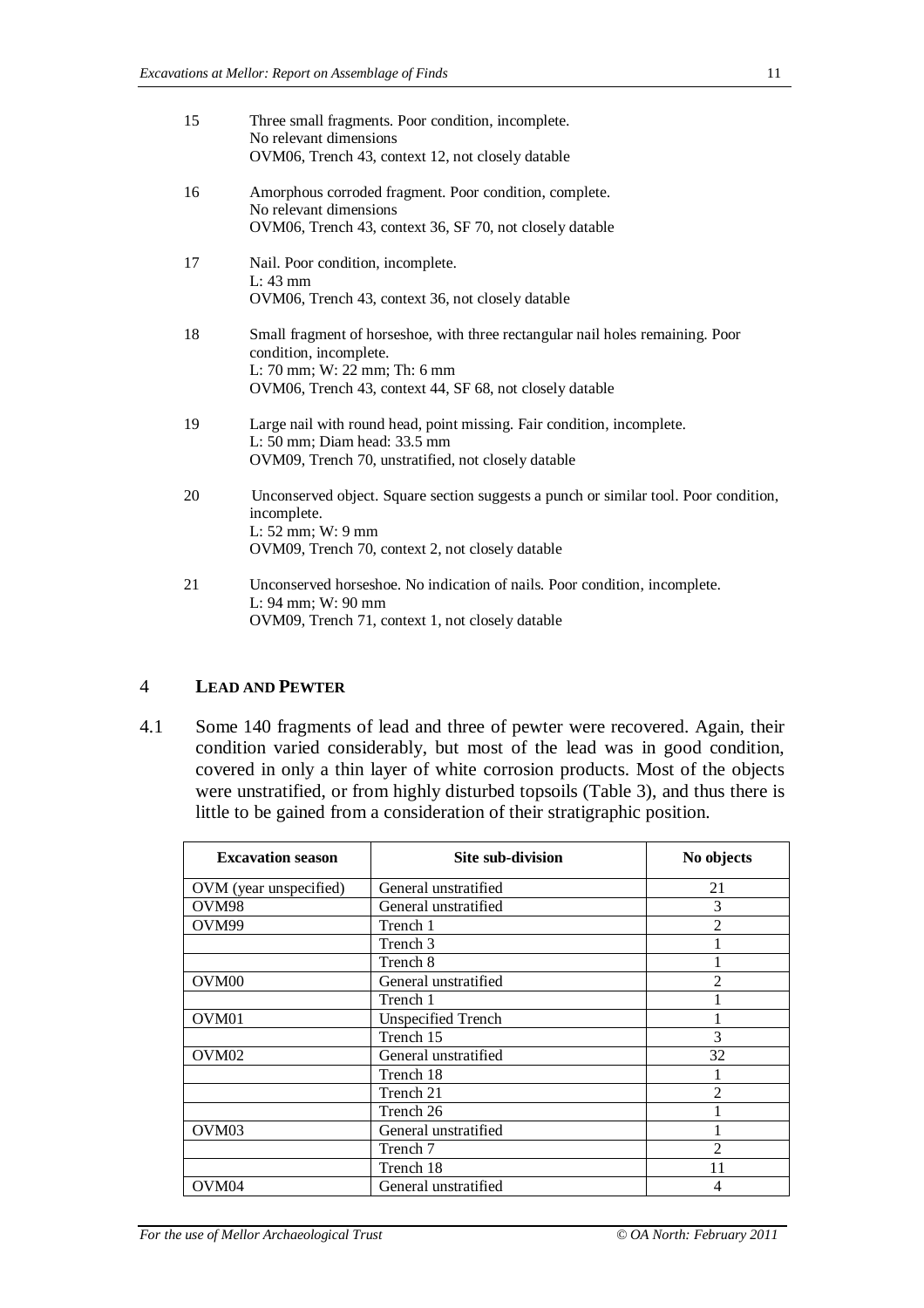15 Three small fragments. Poor condition, incomplete.
No relevant dimensions
OVM06, Trench 43, context 12, not closely datable

16 Amorphous corroded fragment. Poor condition, complete.
No relevant dimensions
OVM06, Trench 43, context 36, SF 70, not closely datable

17 Nail. Poor condition, incomplete.
L: 43 mm
OVM06, Trench 43, context 36, not closely datable

18 Small fragment of horseshoe, with three rectangular nail holes remaining. Poor condition, incomplete.
L: 70 mm; W: 22 mm; Th: 6 mm
OVM06, Trench 43, context 44, SF 68, not closely datable

19 Large nail with round head, point missing. Fair condition, incomplete.
L: 50 mm; Diam head: 33.5 mm
OVM09, Trench 70, unstratified, not closely datable

20 Unconserved object. Square section suggests a punch or similar tool. Poor condition, incomplete.
L: 52 mm; W: 9 mm
OVM09, Trench 70, context 2, not closely datable

21 Unconserved horseshoe. No indication of nails. Poor condition, incomplete.
L: 94 mm; W: 90 mm
OVM09, Trench 71, context 1, not closely datable

## 4 LEAD AND PEWTER

4.1 Some 140 fragments of lead and three of pewter were recovered. Again, their condition varied considerably, but most of the lead was in good condition, covered in only a thin layer of white corrosion products. Most of the objects were unstratified, or from highly disturbed topsoils (Table 3), and thus there is little to be gained from a consideration of their stratigraphic position.

| Excavation season | Site sub-division | No objects |
|---|---|---|
| OVM (year unspecified) | General unstratified | 21 |
| OVM98 | General unstratified | 3 |
| OVM99 | Trench 1 | 2 |
| | Trench 3 | 1 |
| | Trench 8 | 1 |
| OVM00 | General unstratified | 2 |
| | Trench 1 | 1 |
| OVM01 | Unspecified Trench | 1 |
| | Trench 15 | 3 |
| OVM02 | General unstratified | 32 |
| | Trench 18 | 1 |
| | Trench 21 | 2 |
| | Trench 26 | 1 |
| OVM03 | General unstratified | 1 |
| | Trench 7 | 2 |
| | Trench 18 | 11 |
| OVM04 | General unstratified | 4 |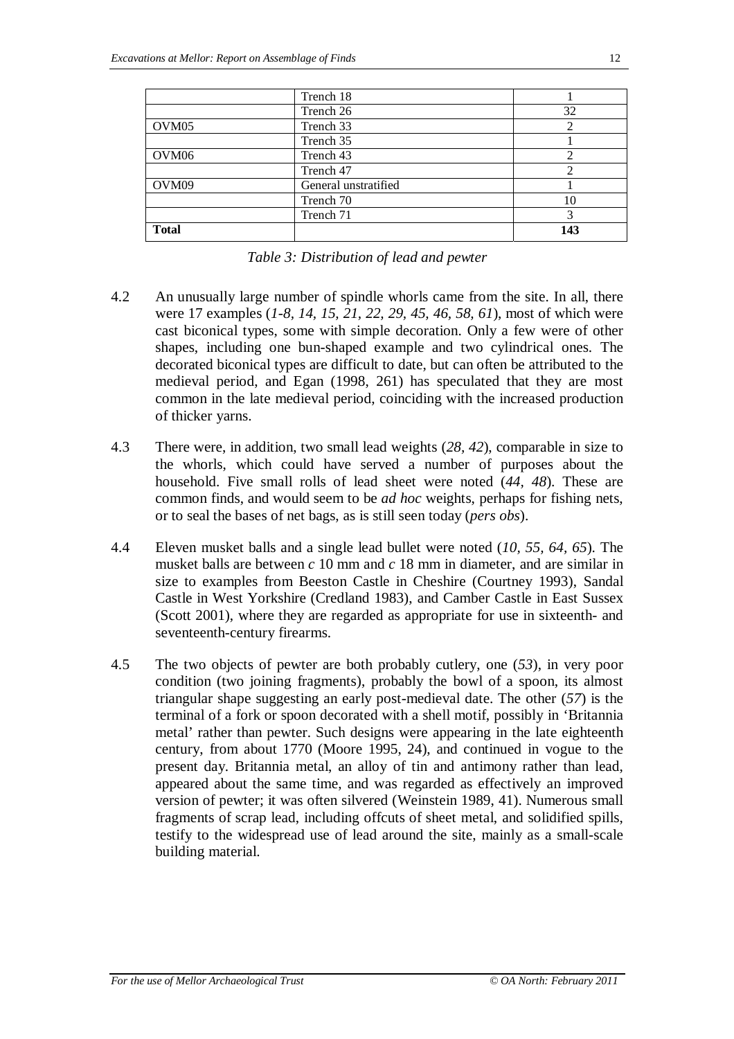| | | |
|---|---|---|
| | Trench 18 | 1 |
| | Trench 26 | 32 |
| OVM05 | Trench 33 | 2 |
| | Trench 35 | 1 |
| OVM06 | Trench 43 | 2 |
| | Trench 47 | 2 |
| OVM09 | General unstratified | 1 |
| | Trench 70 | 10 |
| | Trench 71 | 3 |
| **Total** | | **143** |

*Table 3: Distribution of lead and pewter*

4.2 An unusually large number of spindle whorls came from the site. In all, there were 17 examples (*1-8, 14, 15, 21, 22, 29, 45, 46, 58, 61*), most of which were cast biconical types, some with simple decoration. Only a few were of other shapes, including one bun-shaped example and two cylindrical ones. The decorated biconical types are difficult to date, but can often be attributed to the medieval period, and Egan (1998, 261) has speculated that they are most common in the late medieval period, coinciding with the increased production of thicker yarns.

4.3 There were, in addition, two small lead weights (*28, 42*), comparable in size to the whorls, which could have served a number of purposes about the household. Five small rolls of lead sheet were noted (*44, 48*). These are common finds, and would seem to be *ad hoc* weights, perhaps for fishing nets, or to seal the bases of net bags, as is still seen today (*pers obs*).

4.4 Eleven musket balls and a single lead bullet were noted (*10, 55, 64, 65*). The musket balls are between *c* 10 mm and *c* 18 mm in diameter, and are similar in size to examples from Beeston Castle in Cheshire (Courtney 1993), Sandal Castle in West Yorkshire (Credland 1983), and Camber Castle in East Sussex (Scott 2001), where they are regarded as appropriate for use in sixteenth- and seventeenth-century firearms.

4.5 The two objects of pewter are both probably cutlery, one (*53*), in very poor condition (two joining fragments), probably the bowl of a spoon, its almost triangular shape suggesting an early post-medieval date. The other (*57*) is the terminal of a fork or spoon decorated with a shell motif, possibly in 'Britannia metal' rather than pewter. Such designs were appearing in the late eighteenth century, from about 1770 (Moore 1995, 24), and continued in vogue to the present day. Britannia metal, an alloy of tin and antimony rather than lead, appeared about the same time, and was regarded as effectively an improved version of pewter; it was often silvered (Weinstein 1989, 41). Numerous small fragments of scrap lead, including offcuts of sheet metal, and solidified spills, testify to the widespread use of lead around the site, mainly as a small-scale building material.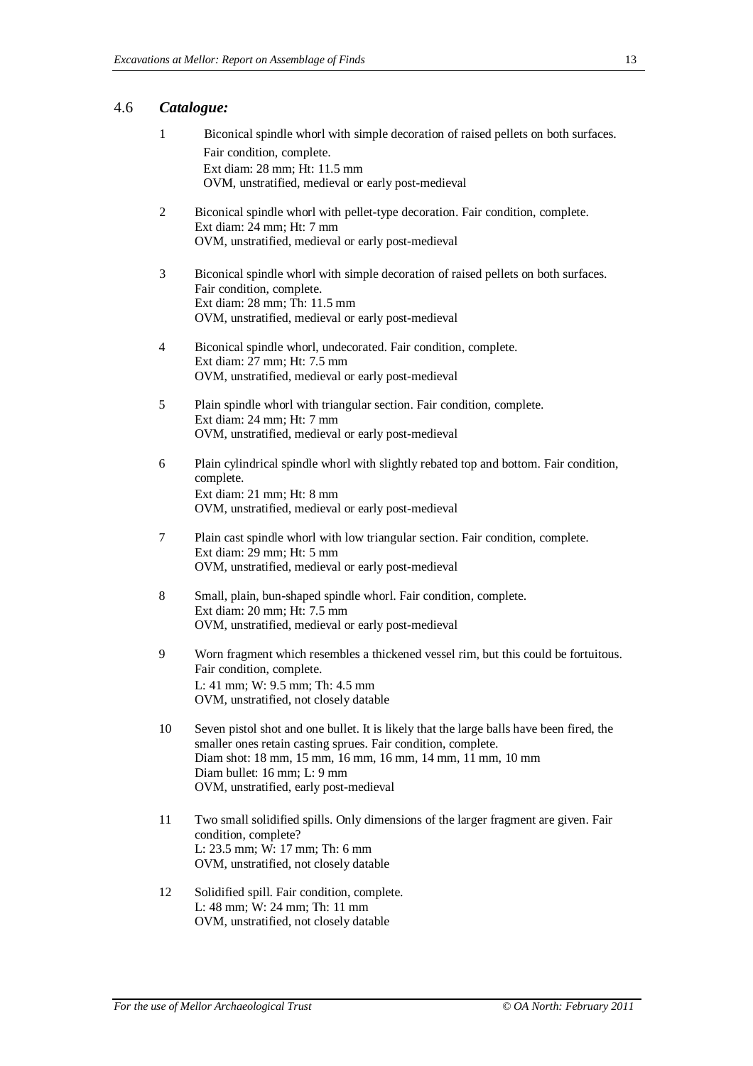## 4.6 *Catalogue:*

1. Biconical spindle whorl with simple decoration of raised pellets on both surfaces. Fair condition, complete.
   Ext diam: 28 mm; Ht: 11.5 mm
   OVM, unstratified, medieval or early post-medieval

2. Biconical spindle whorl with pellet-type decoration. Fair condition, complete.
   Ext diam: 24 mm; Ht: 7 mm
   OVM, unstratified, medieval or early post-medieval

3. Biconical spindle whorl with simple decoration of raised pellets on both surfaces. Fair condition, complete.
   Ext diam: 28 mm; Th: 11.5 mm
   OVM, unstratified, medieval or early post-medieval

4. Biconical spindle whorl, undecorated. Fair condition, complete.
   Ext diam: 27 mm; Ht: 7.5 mm
   OVM, unstratified, medieval or early post-medieval

5. Plain spindle whorl with triangular section. Fair condition, complete.
   Ext diam: 24 mm; Ht: 7 mm
   OVM, unstratified, medieval or early post-medieval

6. Plain cylindrical spindle whorl with slightly rebated top and bottom. Fair condition, complete.
   Ext diam: 21 mm; Ht: 8 mm
   OVM, unstratified, medieval or early post-medieval

7. Plain cast spindle whorl with low triangular section. Fair condition, complete.
   Ext diam: 29 mm; Ht: 5 mm
   OVM, unstratified, medieval or early post-medieval

8. Small, plain, bun-shaped spindle whorl. Fair condition, complete.
   Ext diam: 20 mm; Ht: 7.5 mm
   OVM, unstratified, medieval or early post-medieval

9. Worn fragment which resembles a thickened vessel rim, but this could be fortuitous. Fair condition, complete.
   L: 41 mm; W: 9.5 mm; Th: 4.5 mm
   OVM, unstratified, not closely datable

10. Seven pistol shot and one bullet. It is likely that the large balls have been fired, the smaller ones retain casting sprues. Fair condition, complete.
    Diam shot: 18 mm, 15 mm, 16 mm, 16 mm, 14 mm, 11 mm, 10 mm
    Diam bullet: 16 mm; L: 9 mm
    OVM, unstratified, early post-medieval

11. Two small solidified spills. Only dimensions of the larger fragment are given. Fair condition, complete?
    L: 23.5 mm; W: 17 mm; Th: 6 mm
    OVM, unstratified, not closely datable

12. Solidified spill. Fair condition, complete.
    L: 48 mm; W: 24 mm; Th: 11 mm
    OVM, unstratified, not closely datable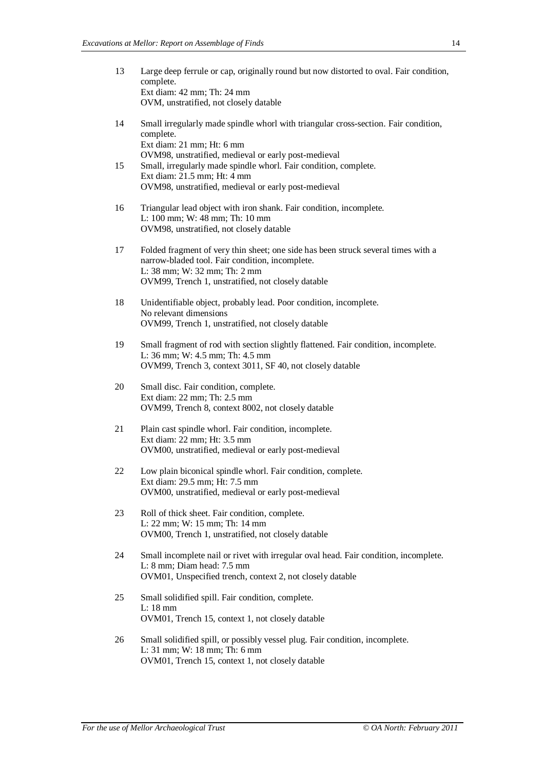13 Large deep ferrule or cap, originally round but now distorted to oval. Fair condition, complete.
Ext diam: 42 mm; Th: 24 mm
OVM, unstratified, not closely datable

14 Small irregularly made spindle whorl with triangular cross-section. Fair condition, complete.
Ext diam: 21 mm; Ht: 6 mm
OVM98, unstratified, medieval or early post-medieval

15 Small, irregularly made spindle whorl. Fair condition, complete.
Ext diam: 21.5 mm; Ht: 4 mm
OVM98, unstratified, medieval or early post-medieval

16 Triangular lead object with iron shank. Fair condition, incomplete.
L: 100 mm; W: 48 mm; Th: 10 mm
OVM98, unstratified, not closely datable

17 Folded fragment of very thin sheet; one side has been struck several times with a narrow-bladed tool. Fair condition, incomplete.
L: 38 mm; W: 32 mm; Th: 2 mm
OVM99, Trench 1, unstratified, not closely datable

18 Unidentifiable object, probably lead. Poor condition, incomplete.
No relevant dimensions
OVM99, Trench 1, unstratified, not closely datable

19 Small fragment of rod with section slightly flattened. Fair condition, incomplete.
L: 36 mm; W: 4.5 mm; Th: 4.5 mm
OVM99, Trench 3, context 3011, SF 40, not closely datable

20 Small disc. Fair condition, complete.
Ext diam: 22 mm; Th: 2.5 mm
OVM99, Trench 8, context 8002, not closely datable

21 Plain cast spindle whorl. Fair condition, incomplete.
Ext diam: 22 mm; Ht: 3.5 mm
OVM00, unstratified, medieval or early post-medieval

22 Low plain biconical spindle whorl. Fair condition, complete.
Ext diam: 29.5 mm; Ht: 7.5 mm
OVM00, unstratified, medieval or early post-medieval

23 Roll of thick sheet. Fair condition, complete.
L: 22 mm; W: 15 mm; Th: 14 mm
OVM00, Trench 1, unstratified, not closely datable

24 Small incomplete nail or rivet with irregular oval head. Fair condition, incomplete.
L: 8 mm; Diam head: 7.5 mm
OVM01, Unspecified trench, context 2, not closely datable

25 Small solidified spill. Fair condition, complete.
L: 18 mm
OVM01, Trench 15, context 1, not closely datable

26 Small solidified spill, or possibly vessel plug. Fair condition, incomplete.
L: 31 mm; W: 18 mm; Th: 6 mm
OVM01, Trench 15, context 1, not closely datable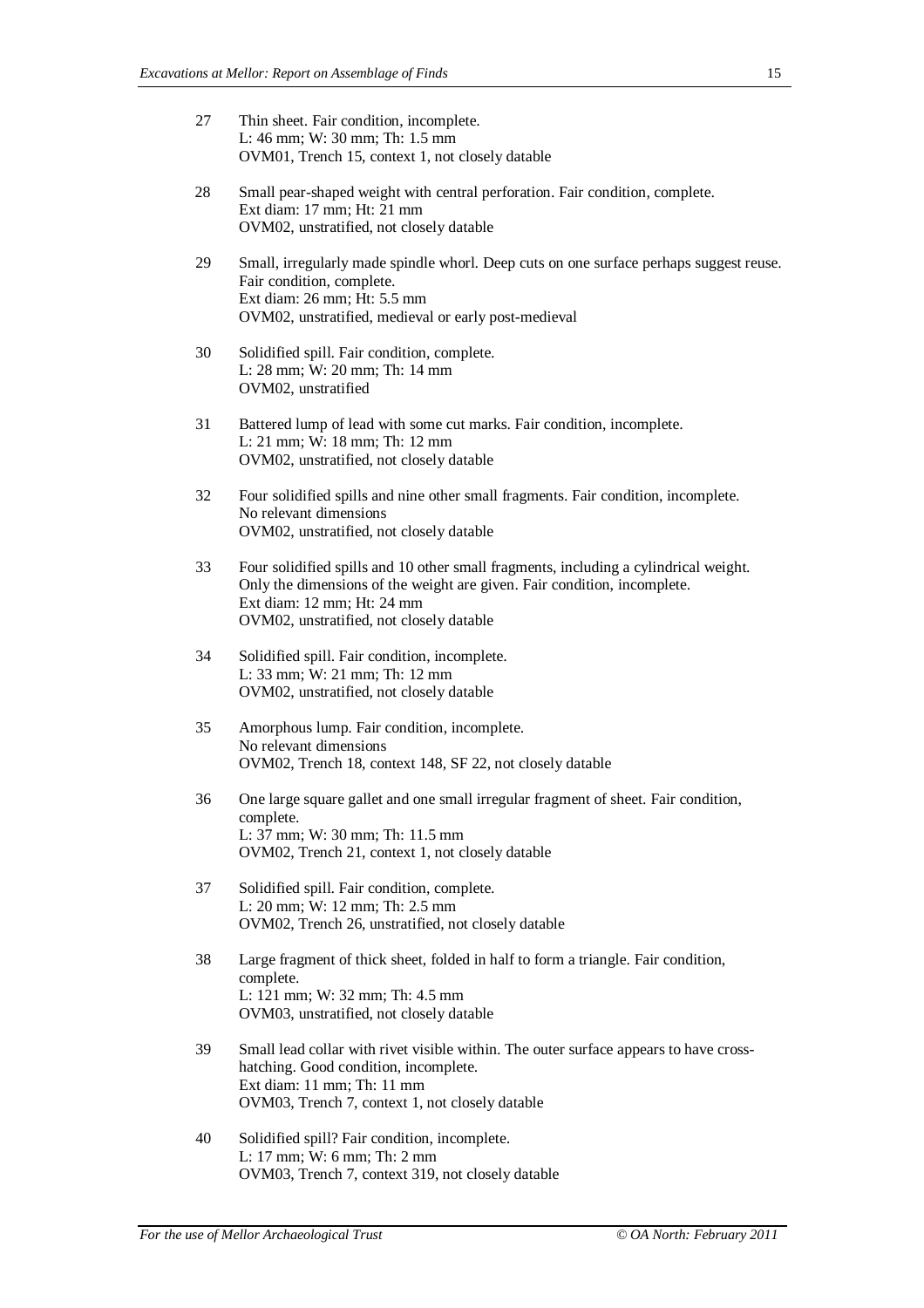27 Thin sheet. Fair condition, incomplete.
L: 46 mm; W: 30 mm; Th: 1.5 mm
OVM01, Trench 15, context 1, not closely datable

28 Small pear-shaped weight with central perforation. Fair condition, complete.
Ext diam: 17 mm; Ht: 21 mm
OVM02, unstratified, not closely datable

29 Small, irregularly made spindle whorl. Deep cuts on one surface perhaps suggest reuse. Fair condition, complete.
Ext diam: 26 mm; Ht: 5.5 mm
OVM02, unstratified, medieval or early post-medieval

30 Solidified spill. Fair condition, complete.
L: 28 mm; W: 20 mm; Th: 14 mm
OVM02, unstratified

31 Battered lump of lead with some cut marks. Fair condition, incomplete.
L: 21 mm; W: 18 mm; Th: 12 mm
OVM02, unstratified, not closely datable

32 Four solidified spills and nine other small fragments. Fair condition, incomplete.
No relevant dimensions
OVM02, unstratified, not closely datable

33 Four solidified spills and 10 other small fragments, including a cylindrical weight. Only the dimensions of the weight are given. Fair condition, incomplete.
Ext diam: 12 mm; Ht: 24 mm
OVM02, unstratified, not closely datable

34 Solidified spill. Fair condition, incomplete.
L: 33 mm; W: 21 mm; Th: 12 mm
OVM02, unstratified, not closely datable

35 Amorphous lump. Fair condition, incomplete.
No relevant dimensions
OVM02, Trench 18, context 148, SF 22, not closely datable

36 One large square gallet and one small irregular fragment of sheet. Fair condition, complete.
L: 37 mm; W: 30 mm; Th: 11.5 mm
OVM02, Trench 21, context 1, not closely datable

37 Solidified spill. Fair condition, complete.
L: 20 mm; W: 12 mm; Th: 2.5 mm
OVM02, Trench 26, unstratified, not closely datable

38 Large fragment of thick sheet, folded in half to form a triangle. Fair condition, complete.
L: 121 mm; W: 32 mm; Th: 4.5 mm
OVM03, unstratified, not closely datable

39 Small lead collar with rivet visible within. The outer surface appears to have cross-hatching. Good condition, incomplete.
Ext diam: 11 mm; Th: 11 mm
OVM03, Trench 7, context 1, not closely datable

40 Solidified spill? Fair condition, incomplete.
L: 17 mm; W: 6 mm; Th: 2 mm
OVM03, Trench 7, context 319, not closely datable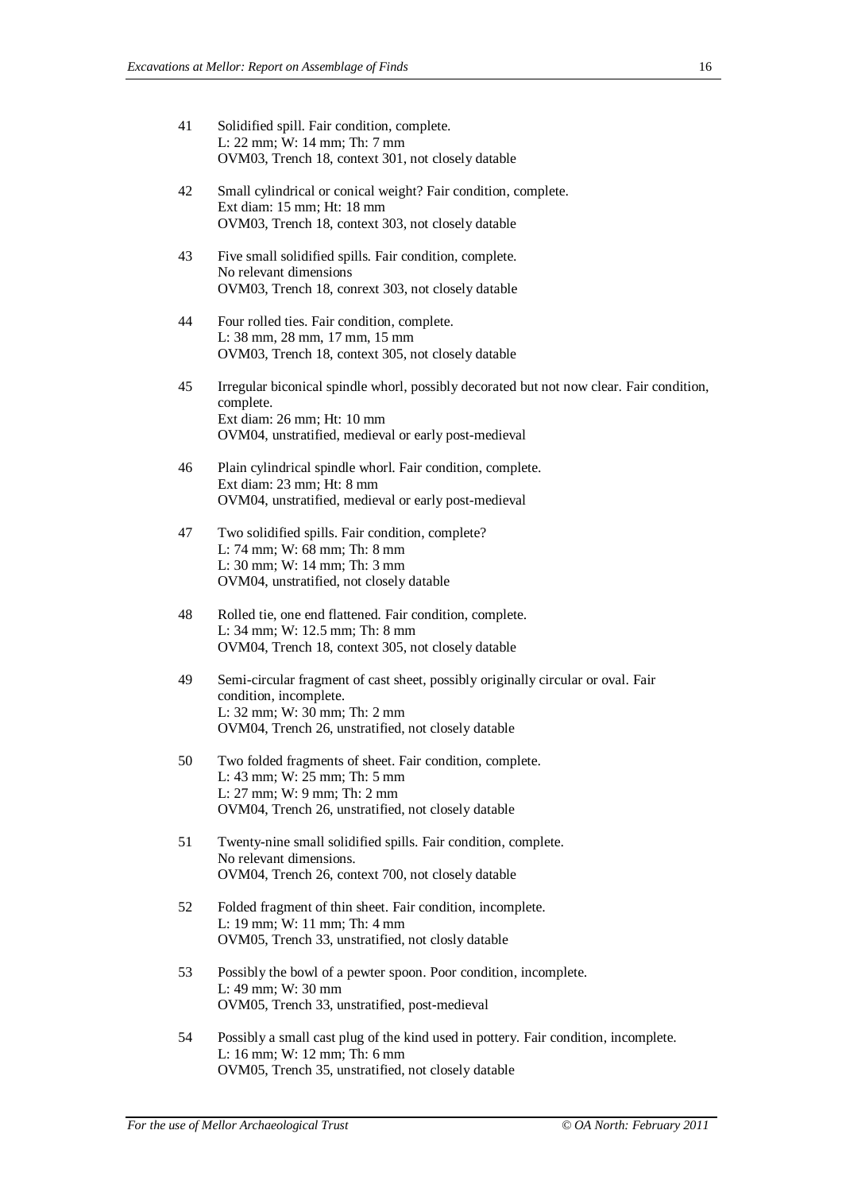41 Solidified spill. Fair condition, complete.
L: 22 mm; W: 14 mm; Th: 7 mm
OVM03, Trench 18, context 301, not closely datable

42 Small cylindrical or conical weight? Fair condition, complete.
Ext diam: 15 mm; Ht: 18 mm
OVM03, Trench 18, context 303, not closely datable

43 Five small solidified spills. Fair condition, complete.
No relevant dimensions
OVM03, Trench 18, conrext 303, not closely datable

44 Four rolled ties. Fair condition, complete.
L: 38 mm, 28 mm, 17 mm, 15 mm
OVM03, Trench 18, context 305, not closely datable

45 Irregular biconical spindle whorl, possibly decorated but not now clear. Fair condition, complete.
Ext diam: 26 mm; Ht: 10 mm
OVM04, unstratified, medieval or early post-medieval

46 Plain cylindrical spindle whorl. Fair condition, complete.
Ext diam: 23 mm; Ht: 8 mm
OVM04, unstratified, medieval or early post-medieval

47 Two solidified spills. Fair condition, complete?
L: 74 mm; W: 68 mm; Th: 8 mm
L: 30 mm; W: 14 mm; Th: 3 mm
OVM04, unstratified, not closely datable

48 Rolled tie, one end flattened. Fair condition, complete.
L: 34 mm; W: 12.5 mm; Th: 8 mm
OVM04, Trench 18, context 305, not closely datable

49 Semi-circular fragment of cast sheet, possibly originally circular or oval. Fair condition, incomplete.
L: 32 mm; W: 30 mm; Th: 2 mm
OVM04, Trench 26, unstratified, not closely datable

50 Two folded fragments of sheet. Fair condition, complete.
L: 43 mm; W: 25 mm; Th: 5 mm
L: 27 mm; W: 9 mm; Th: 2 mm
OVM04, Trench 26, unstratified, not closely datable

51 Twenty-nine small solidified spills. Fair condition, complete.
No relevant dimensions.
OVM04, Trench 26, context 700, not closely datable

52 Folded fragment of thin sheet. Fair condition, incomplete.
L: 19 mm; W: 11 mm; Th: 4 mm
OVM05, Trench 33, unstratified, not closly datable

53 Possibly the bowl of a pewter spoon. Poor condition, incomplete.
L: 49 mm; W: 30 mm
OVM05, Trench 33, unstratified, post-medieval

54 Possibly a small cast plug of the kind used in pottery. Fair condition, incomplete.
L: 16 mm; W: 12 mm; Th: 6 mm
OVM05, Trench 35, unstratified, not closely datable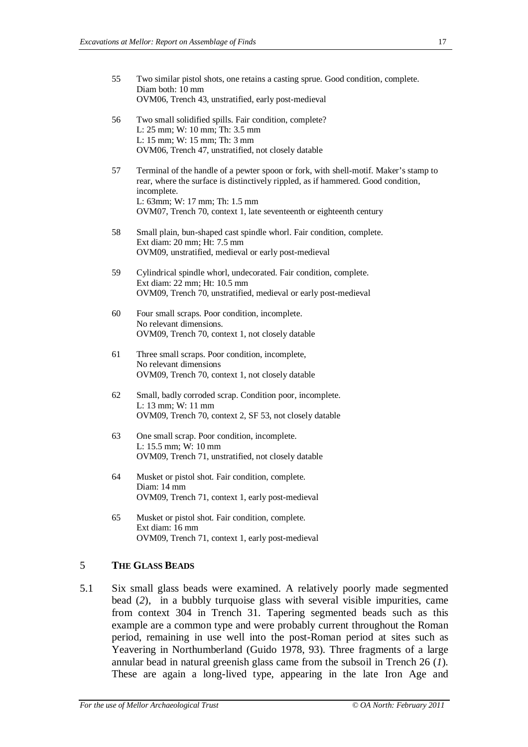55 Two similar pistol shots, one retains a casting sprue. Good condition, complete.
Diam both: 10 mm
OVM06, Trench 43, unstratified, early post-medieval

56 Two small solidified spills. Fair condition, complete?
L: 25 mm; W: 10 mm; Th: 3.5 mm
L: 15 mm; W: 15 mm; Th: 3 mm
OVM06, Trench 47, unstratified, not closely datable

57 Terminal of the handle of a pewter spoon or fork, with shell-motif. Maker's stamp to rear, where the surface is distinctively rippled, as if hammered. Good condition, incomplete.
L: 63mm; W: 17 mm; Th: 1.5 mm
OVM07, Trench 70, context 1, late seventeenth or eighteenth century

58 Small plain, bun-shaped cast spindle whorl. Fair condition, complete.
Ext diam: 20 mm; Ht: 7.5 mm
OVM09, unstratified, medieval or early post-medieval

59 Cylindrical spindle whorl, undecorated. Fair condition, complete.
Ext diam: 22 mm; Ht: 10.5 mm
OVM09, Trench 70, unstratified, medieval or early post-medieval

60 Four small scraps. Poor condition, incomplete.
No relevant dimensions.
OVM09, Trench 70, context 1, not closely datable

61 Three small scraps. Poor condition, incomplete,
No relevant dimensions
OVM09, Trench 70, context 1, not closely datable

62 Small, badly corroded scrap. Condition poor, incomplete.
L: 13 mm; W: 11 mm
OVM09, Trench 70, context 2, SF 53, not closely datable

63 One small scrap. Poor condition, incomplete.
L: 15.5 mm; W: 10 mm
OVM09, Trench 71, unstratified, not closely datable

64 Musket or pistol shot. Fair condition, complete.
Diam: 14 mm
OVM09, Trench 71, context 1, early post-medieval

65 Musket or pistol shot. Fair condition, complete.
Ext diam: 16 mm
OVM09, Trench 71, context 1, early post-medieval

## 5 THE GLASS BEADS

5.1 Six small glass beads were examined. A relatively poorly made segmented bead (*2*), in a bubbly turquoise glass with several visible impurities, came from context 304 in Trench 31. Tapering segmented beads such as this example are a common type and were probably current throughout the Roman period, remaining in use well into the post-Roman period at sites such as Yeavering in Northumberland (Guido 1978, 93). Three fragments of a large annular bead in natural greenish glass came from the subsoil in Trench 26 (*1*). These are again a long-lived type, appearing in the late Iron Age and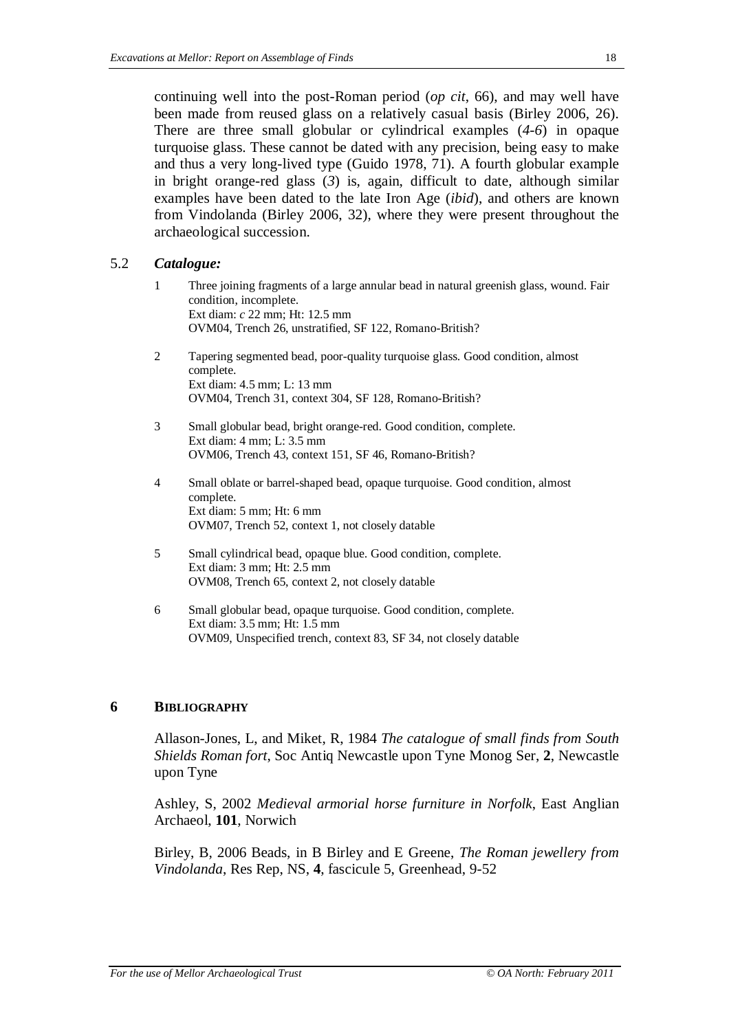continuing well into the post-Roman period (*op cit*, 66), and may well have been made from reused glass on a relatively casual basis (Birley 2006, 26). There are three small globular or cylindrical examples (*4-6*) in opaque turquoise glass. These cannot be dated with any precision, being easy to make and thus a very long-lived type (Guido 1978, 71). A fourth globular example in bright orange-red glass (*3*) is, again, difficult to date, although similar examples have been dated to the late Iron Age (*ibid*), and others are known from Vindolanda (Birley 2006, 32), where they were present throughout the archaeological succession.

### 5.2 *Catalogue:*

1 Three joining fragments of a large annular bead in natural greenish glass, wound. Fair condition, incomplete.
Ext diam: *c* 22 mm; Ht: 12.5 mm
OVM04, Trench 26, unstratified, SF 122, Romano-British?

2 Tapering segmented bead, poor-quality turquoise glass. Good condition, almost complete.
Ext diam: 4.5 mm; L: 13 mm
OVM04, Trench 31, context 304, SF 128, Romano-British?

3 Small globular bead, bright orange-red. Good condition, complete.
Ext diam: 4 mm; L: 3.5 mm
OVM06, Trench 43, context 151, SF 46, Romano-British?

4 Small oblate or barrel-shaped bead, opaque turquoise. Good condition, almost complete.
Ext diam: 5 mm; Ht: 6 mm
OVM07, Trench 52, context 1, not closely datable

5 Small cylindrical bead, opaque blue. Good condition, complete.
Ext diam: 3 mm; Ht: 2.5 mm
OVM08, Trench 65, context 2, not closely datable

6 Small globular bead, opaque turquoise. Good condition, complete.
Ext diam: 3.5 mm; Ht: 1.5 mm
OVM09, Unspecified trench, context 83, SF 34, not closely datable

## 6 BIBLIOGRAPHY

Allason-Jones, L, and Miket, R, 1984 *The catalogue of small finds from South Shields Roman fort*, Soc Antiq Newcastle upon Tyne Monog Ser, **2**, Newcastle upon Tyne

Ashley, S, 2002 *Medieval armorial horse furniture in Norfolk*, East Anglian Archaeol, **101**, Norwich

Birley, B, 2006 Beads, in B Birley and E Greene, *The Roman jewellery from Vindolanda*, Res Rep, NS, **4**, fascicule 5, Greenhead, 9-52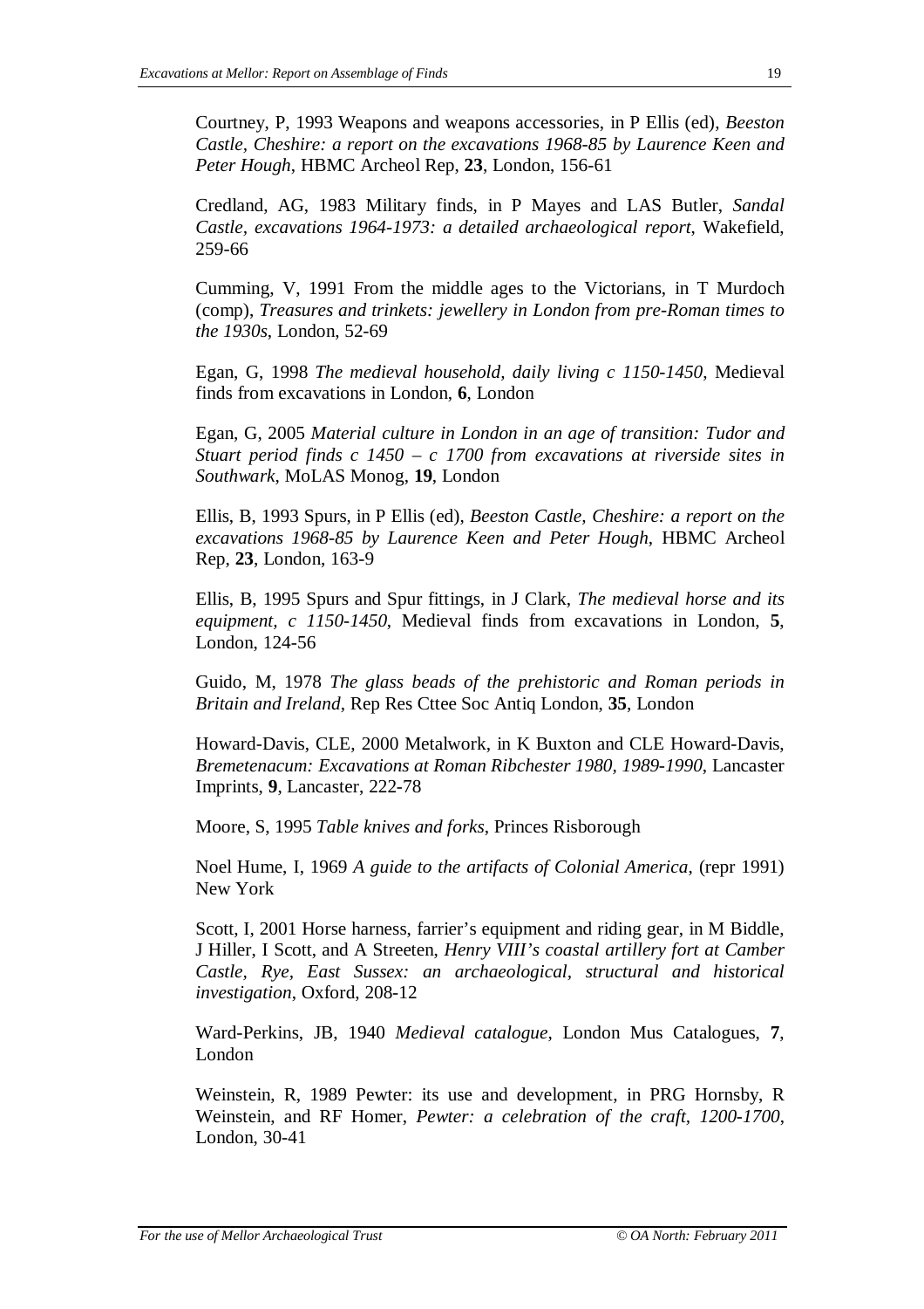Courtney, P, 1993 Weapons and weapons accessories, in P Ellis (ed), *Beeston Castle, Cheshire: a report on the excavations 1968-85 by Laurence Keen and Peter Hough*, HBMC Archeol Rep, **23**, London, 156-61

Credland, AG, 1983 Military finds, in P Mayes and LAS Butler, *Sandal Castle, excavations 1964-1973: a detailed archaeological report*, Wakefield, 259-66

Cumming, V, 1991 From the middle ages to the Victorians, in T Murdoch (comp), *Treasures and trinkets: jewellery in London from pre-Roman times to the 1930s*, London, 52-69

Egan, G, 1998 *The medieval household, daily living c 1150-1450*, Medieval finds from excavations in London, **6**, London

Egan, G, 2005 *Material culture in London in an age of transition: Tudor and Stuart period finds c 1450 – c 1700 from excavations at riverside sites in Southwark*, MoLAS Monog, **19**, London

Ellis, B, 1993 Spurs, in P Ellis (ed), *Beeston Castle, Cheshire: a report on the excavations 1968-85 by Laurence Keen and Peter Hough*, HBMC Archeol Rep, **23**, London, 163-9

Ellis, B, 1995 Spurs and Spur fittings, in J Clark, *The medieval horse and its equipment, c 1150-1450*, Medieval finds from excavations in London, **5**, London, 124-56

Guido, M, 1978 *The glass beads of the prehistoric and Roman periods in Britain and Ireland*, Rep Res Cttee Soc Antiq London, **35**, London

Howard-Davis, CLE, 2000 Metalwork, in K Buxton and CLE Howard-Davis, *Bremetenacum: Excavations at Roman Ribchester 1980, 1989-1990*, Lancaster Imprints, **9**, Lancaster, 222-78

Moore, S, 1995 *Table knives and forks*, Princes Risborough

Noel Hume, I, 1969 *A guide to the artifacts of Colonial America*, (repr 1991) New York

Scott, I, 2001 Horse harness, farrier's equipment and riding gear, in M Biddle, J Hiller, I Scott, and A Streeten, *Henry VIII's coastal artillery fort at Camber Castle, Rye, East Sussex: an archaeological, structural and historical investigation*, Oxford, 208-12

Ward-Perkins, JB, 1940 *Medieval catalogue*, London Mus Catalogues, **7**, London

Weinstein, R, 1989 Pewter: its use and development, in PRG Hornsby, R Weinstein, and RF Homer, *Pewter: a celebration of the craft, 1200-1700*, London, 30-41